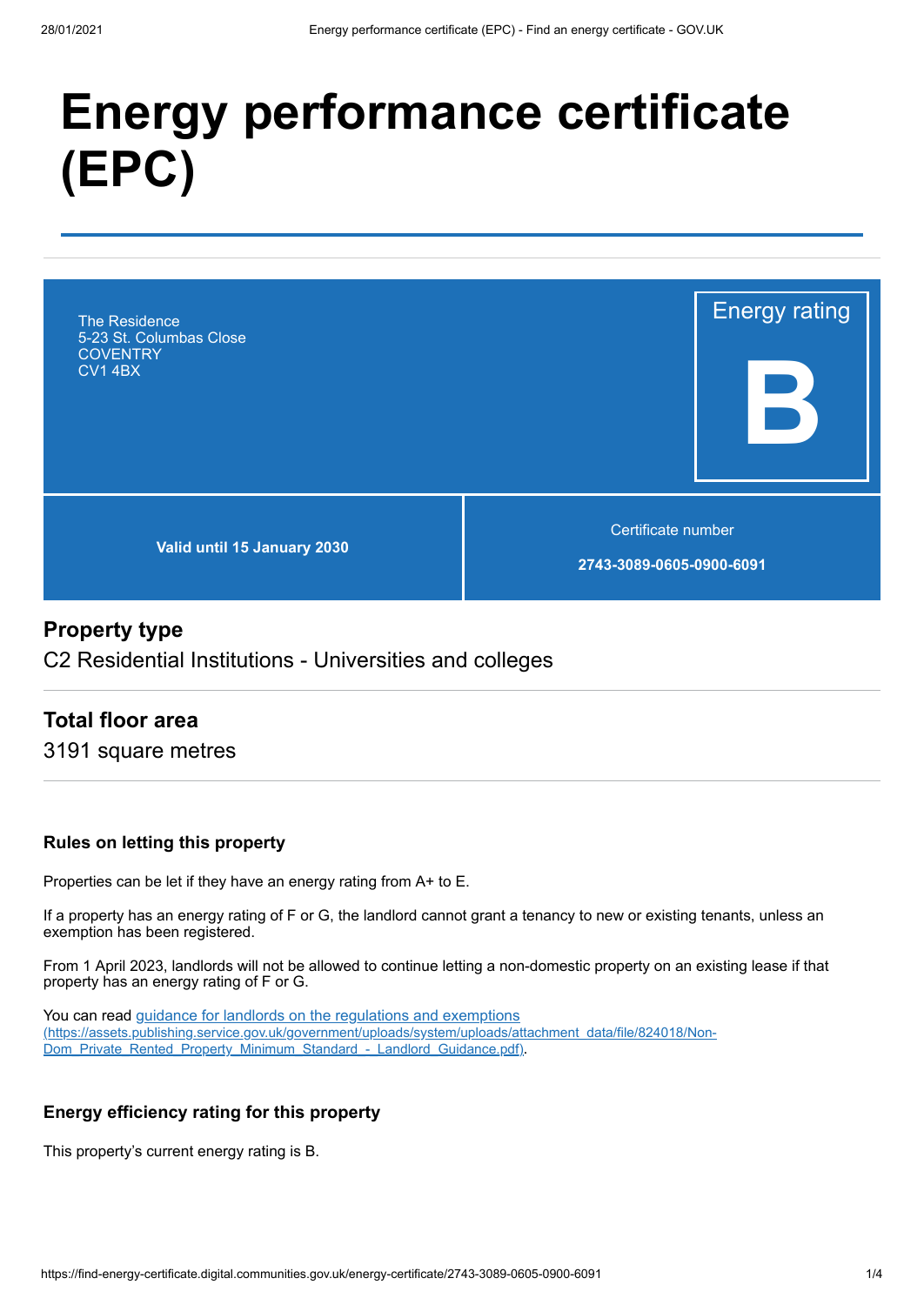# Energy performance certificate (EPC)

The Residence
5-23 St. Columbas Close
COVENTRY
CV1 4BX

Energy rating

**B**

**Valid until 15 January 2030**

Certificate number

**2743-3089-0605-0900-6091**

## Property type

C2 Residential Institutions - Universities and colleges

## Total floor area

3191 square metres

### Rules on letting this property

Properties can be let if they have an energy rating from A+ to E.

If a property has an energy rating of F or G, the landlord cannot grant a tenancy to new or existing tenants, unless an exemption has been registered.

From 1 April 2023, landlords will not be allowed to continue letting a non-domestic property on an existing lease if that property has an energy rating of F or G.

You can read [guidance for landlords on the regulations and exemptions (https://assets.publishing.service.gov.uk/government/uploads/system/uploads/attachment_data/file/824018/Non-Dom_Private_Rented_Property_Minimum_Standard_-_Landlord_Guidance.pdf)](https://assets.publishing.service.gov.uk/government/uploads/system/uploads/attachment_data/file/824018/Non-Dom_Private_Rented_Property_Minimum_Standard_-_Landlord_Guidance.pdf).

### Energy efficiency rating for this property

This property's current energy rating is B.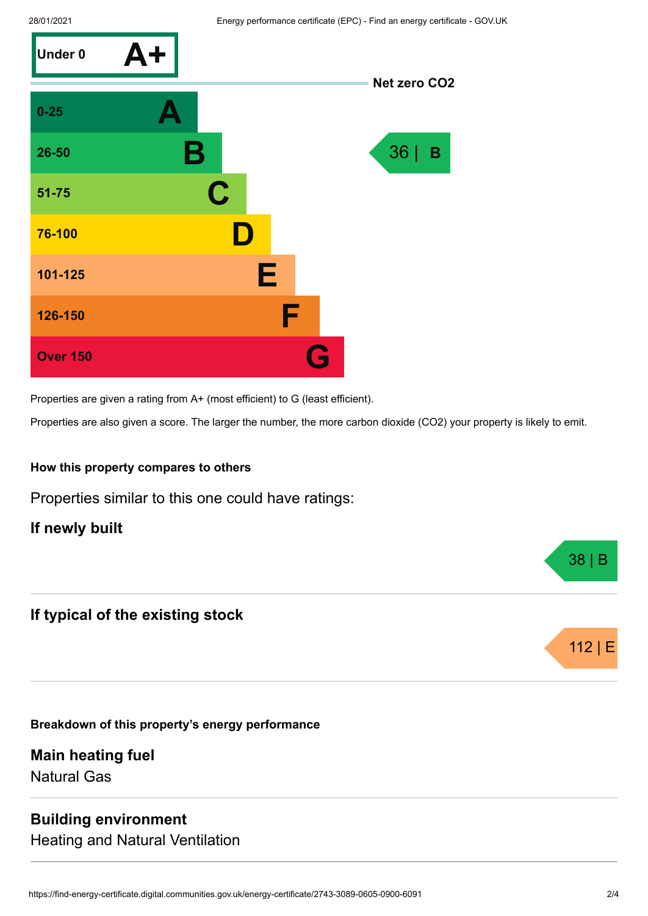| Score | Rating |
| --- | --- |
| Under 0 | A+ |
| 0-25 | A |
| 26-50 | B |
| 51-75 | C |
| 76-100 | D |
| 101-125 | E |
| 126-150 | F |
| Over 150 | G |

Net zero CO2

This property: 36 | B

Properties are given a rating from A+ (most efficient) to G (least efficient).

Properties are also given a score. The larger the number, the more carbon dioxide ($CO_2$) your property is likely to emit.

### How this property compares to others

Properties similar to this one could have ratings:

**If newly built**

38 | B

**If typical of the existing stock**

112 | E

### Breakdown of this property's energy performance

**Main heating fuel**

Natural Gas

**Building environment**

Heating and Natural Ventilation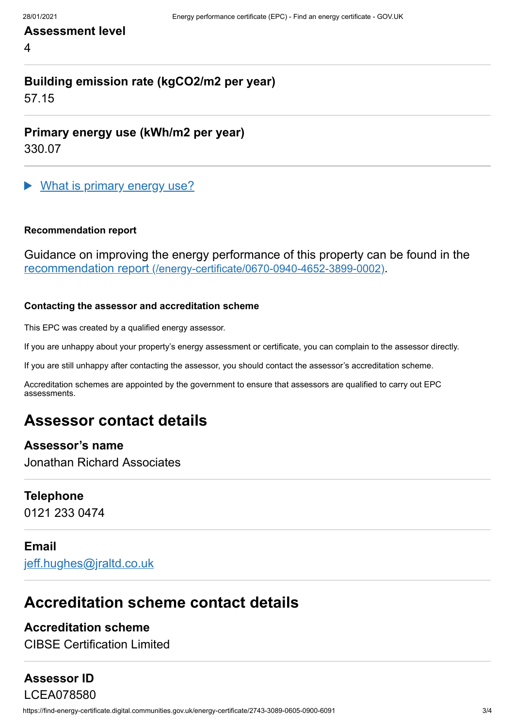**Assessment level**

4

**Building emission rate (kgCO2/m2 per year)**

57.15

**Primary energy use (kWh/m2 per year)**

330.07

▶ What is primary energy use?

#### Recommendation report

Guidance on improving the energy performance of this property can be found in the recommendation report (/energy-certificate/0670-0940-4652-3899-0002).

#### Contacting the assessor and accreditation scheme

This EPC was created by a qualified energy assessor.

If you are unhappy about your property's energy assessment or certificate, you can complain to the assessor directly.

If you are still unhappy after contacting the assessor, you should contact the assessor's accreditation scheme.

Accreditation schemes are appointed by the government to ensure that assessors are qualified to carry out EPC assessments.

## Assessor contact details

**Assessor's name**

Jonathan Richard Associates

**Telephone**

0121 233 0474

**Email**

jeff.hughes@jraltd.co.uk

## Accreditation scheme contact details

**Accreditation scheme**

CIBSE Certification Limited

**Assessor ID**

LCEA078580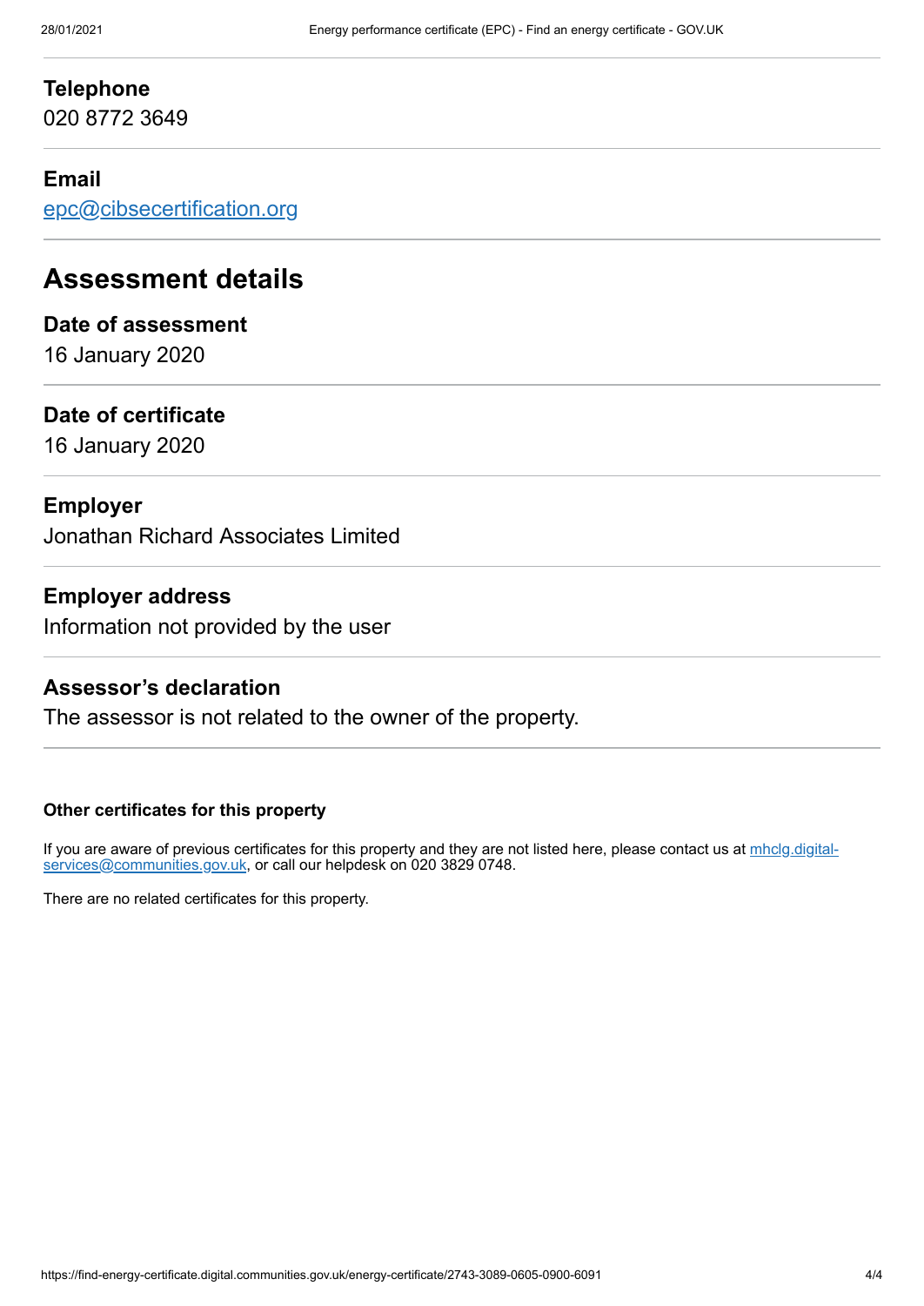### Telephone

020 8772 3649

### Email

epc@cibsecertification.org

## Assessment details

### Date of assessment

16 January 2020

### Date of certificate

16 January 2020

### Employer

Jonathan Richard Associates Limited

### Employer address

Information not provided by the user

### Assessor's declaration

The assessor is not related to the owner of the property.

#### Other certificates for this property

If you are aware of previous certificates for this property and they are not listed here, please contact us at mhclg.digital-services@communities.gov.uk, or call our helpdesk on 020 3829 0748.

There are no related certificates for this property.